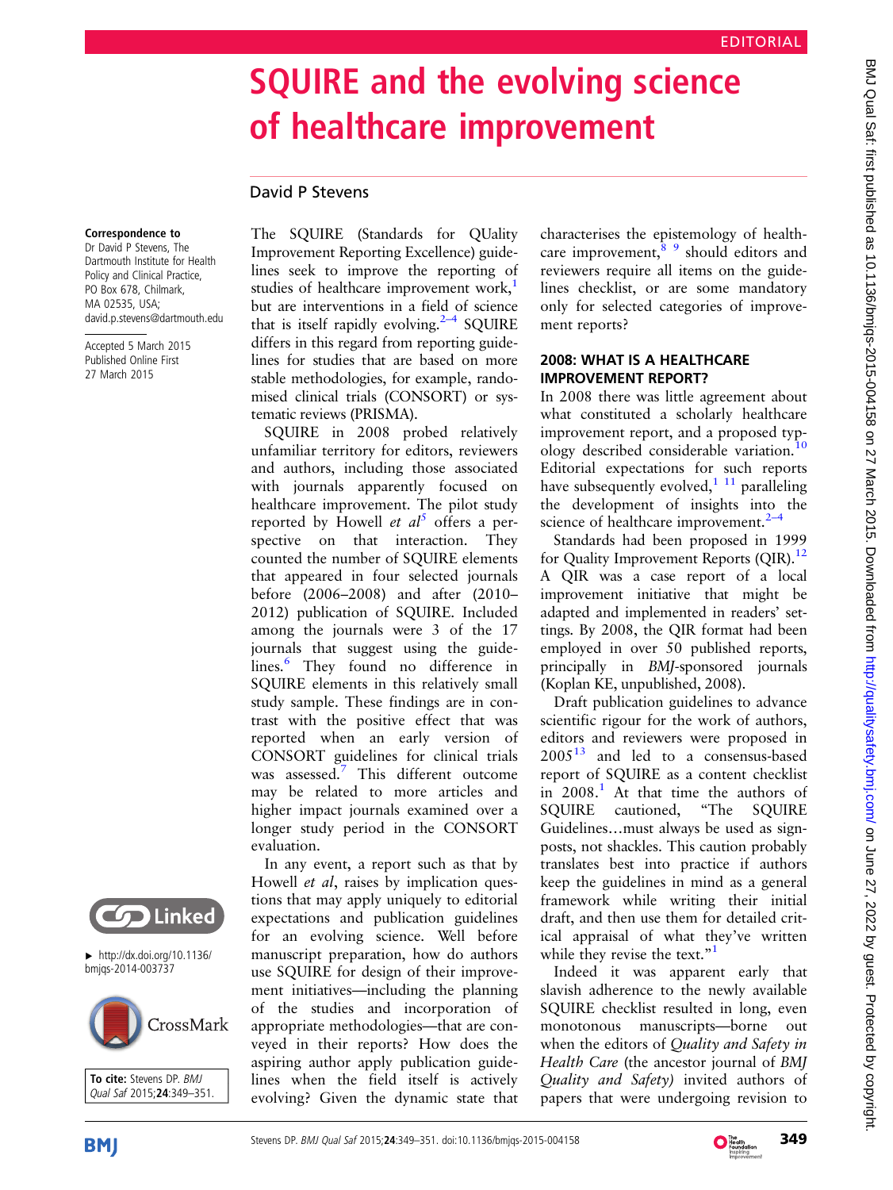# SQUIRE and the evolving science of healthcare improvement

David P Stevens

**Correspondence to** Dr David P Stevens, The Dartmouth Institute for Health Policy and Clinical Practice, PO Box 678, Chilmark, MA 02535, USA; david.p.stevens@dartmouth.edu

Accepted 5 March 2015
Published Online First 27 March 2015

▸ http://dx.doi.org/10.1136/bmjqs-2014-003737

**To cite:** Stevens DP. *BMJ Qual Saf* 2015;**24**:349–351.

The SQUIRE (Standards for QUality Improvement Reporting Excellence) guidelines seek to improve the reporting of studies of healthcare improvement work,[1] but are interventions in a field of science that is itself rapidly evolving.[2–4] SQUIRE differs in this regard from reporting guidelines for studies that are based on more stable methodologies, for example, randomised clinical trials (CONSORT) or systematic reviews (PRISMA).

SQUIRE in 2008 probed relatively unfamiliar territory for editors, reviewers and authors, including those associated with journals apparently focused on healthcare improvement. The pilot study reported by Howell *et al*[5] offers a perspective on that interaction. They counted the number of SQUIRE elements that appeared in four selected journals before (2006–2008) and after (2010–2012) publication of SQUIRE. Included among the journals were 3 of the 17 journals that suggest using the guidelines.[6] They found no difference in SQUIRE elements in this relatively small study sample. These findings are in contrast with the positive effect that was reported when an early version of CONSORT guidelines for clinical trials was assessed.[7] This different outcome may be related to more articles and higher impact journals examined over a longer study period in the CONSORT evaluation.

In any event, a report such as that by Howell *et al*, raises by implication questions that may apply uniquely to editorial expectations and publication guidelines for an evolving science. Well before manuscript preparation, how do authors use SQUIRE for design of their improvement initiatives—including the planning of the studies and incorporation of appropriate methodologies—that are conveyed in their reports? How does the aspiring author apply publication guidelines when the field itself is actively evolving? Given the dynamic state that characterises the epistemology of healthcare improvement,[8 9] should editors and reviewers require all items on the guidelines checklist, or are some mandatory only for selected categories of improvement reports?

## 2008: WHAT IS A HEALTHCARE IMPROVEMENT REPORT?

In 2008 there was little agreement about what constituted a scholarly healthcare improvement report, and a proposed typology described considerable variation.[10] Editorial expectations for such reports have subsequently evolved,[1 11] paralleling the development of insights into the science of healthcare improvement.[2–4]

Standards had been proposed in 1999 for Quality Improvement Reports (QIR).[12] A QIR was a case report of a local improvement initiative that might be adapted and implemented in readers' settings. By 2008, the QIR format had been employed in over 50 published reports, principally in *BMJ*-sponsored journals (Koplan KE, unpublished, 2008).

Draft publication guidelines to advance scientific rigour for the work of authors, editors and reviewers were proposed in 2005[13] and led to a consensus-based report of SQUIRE as a content checklist in 2008.[1] At that time the authors of SQUIRE cautioned, "The SQUIRE Guidelines…must always be used as signposts, not shackles. This caution probably translates best into practice if authors keep the guidelines in mind as a general framework while writing their initial draft, and then use them for detailed critical appraisal of what they've written while they revise the text."[1]

Indeed it was apparent early that slavish adherence to the newly available SQUIRE checklist resulted in long, even monotonous manuscripts—borne out when the editors of *Quality and Safety in Health Care* (the ancestor journal of *BMJ Quality and Safety)* invited authors of papers that were undergoing revision to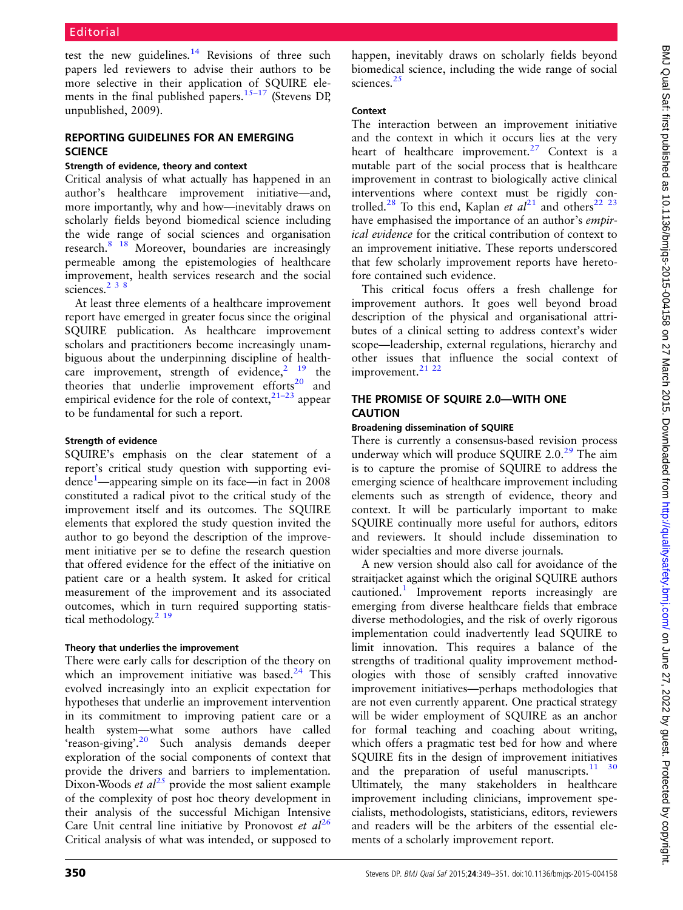test the new guidelines.[14] Revisions of three such papers led reviewers to advise their authors to be more selective in their application of SQUIRE elements in the final published papers.[15–17] (Stevens DP, unpublished, 2009).

## REPORTING GUIDELINES FOR AN EMERGING SCIENCE

### Strength of evidence, theory and context

Critical analysis of what actually has happened in an author's healthcare improvement initiative—and, more importantly, why and how—inevitably draws on scholarly fields beyond biomedical science including the wide range of social sciences and organisation research.[8 18] Moreover, boundaries are increasingly permeable among the epistemologies of healthcare improvement, health services research and the social sciences.[2 3 8]

At least three elements of a healthcare improvement report have emerged in greater focus since the original SQUIRE publication. As healthcare improvement scholars and practitioners become increasingly unambiguous about the underpinning discipline of healthcare improvement, strength of evidence,[2 19] the theories that underlie improvement efforts[20] and empirical evidence for the role of context,[21–23] appear to be fundamental for such a report.

### Strength of evidence

SQUIRE's emphasis on the clear statement of a report's critical study question with supporting evidence[1]—appearing simple on its face—in fact in 2008 constituted a radical pivot to the critical study of the improvement itself and its outcomes. The SQUIRE elements that explored the study question invited the author to go beyond the description of the improvement initiative per se to define the research question that offered evidence for the effect of the initiative on patient care or a health system. It asked for critical measurement of the improvement and its associated outcomes, which in turn required supporting statistical methodology.[2 19]

### Theory that underlies the improvement

There were early calls for description of the theory on which an improvement initiative was based.[24] This evolved increasingly into an explicit expectation for hypotheses that underlie an improvement intervention in its commitment to improving patient care or a health system—what some authors have called 'reason-giving'.[20] Such analysis demands deeper exploration of the social components of context that provide the drivers and barriers to implementation. Dixon-Woods *et al*[25] provide the most salient example of the complexity of post hoc theory development in their analysis of the successful Michigan Intensive Care Unit central line initiative by Pronovost *et al*[26] Critical analysis of what was intended, or supposed to happen, inevitably draws on scholarly fields beyond biomedical science, including the wide range of social sciences.[25]

### Context

The interaction between an improvement initiative and the context in which it occurs lies at the very heart of healthcare improvement.[27] Context is a mutable part of the social process that is healthcare improvement in contrast to biologically active clinical interventions where context must be rigidly controlled.[28] To this end, Kaplan *et al*[21] and others[22 23] have emphasised the importance of an author's *empirical evidence* for the critical contribution of context to an improvement initiative. These reports underscored that few scholarly improvement reports have heretofore contained such evidence.

This critical focus offers a fresh challenge for improvement authors. It goes well beyond broad description of the physical and organisational attributes of a clinical setting to address context's wider scope—leadership, external regulations, hierarchy and other issues that influence the social context of improvement.[21 22]

## THE PROMISE OF SQUIRE 2.0—WITH ONE CAUTION

### Broadening dissemination of SQUIRE

There is currently a consensus-based revision process underway which will produce SQUIRE 2.0.[29] The aim is to capture the promise of SQUIRE to address the emerging science of healthcare improvement including elements such as strength of evidence, theory and context. It will be particularly important to make SQUIRE continually more useful for authors, editors and reviewers. It should include dissemination to wider specialties and more diverse journals.

A new version should also call for avoidance of the straitjacket against which the original SQUIRE authors cautioned.[1] Improvement reports increasingly are emerging from diverse healthcare fields that embrace diverse methodologies, and the risk of overly rigorous implementation could inadvertently lead SQUIRE to limit innovation. This requires a balance of the strengths of traditional quality improvement methodologies with those of sensibly crafted innovative improvement initiatives—perhaps methodologies that are not even currently apparent. One practical strategy will be wider employment of SQUIRE as an anchor for formal teaching and coaching about writing, which offers a pragmatic test bed for how and where SQUIRE fits in the design of improvement initiatives and the preparation of useful manuscripts.[11 30] Ultimately, the many stakeholders in healthcare improvement including clinicians, improvement specialists, methodologists, statisticians, editors, reviewers and readers will be the arbiters of the essential elements of a scholarly improvement report.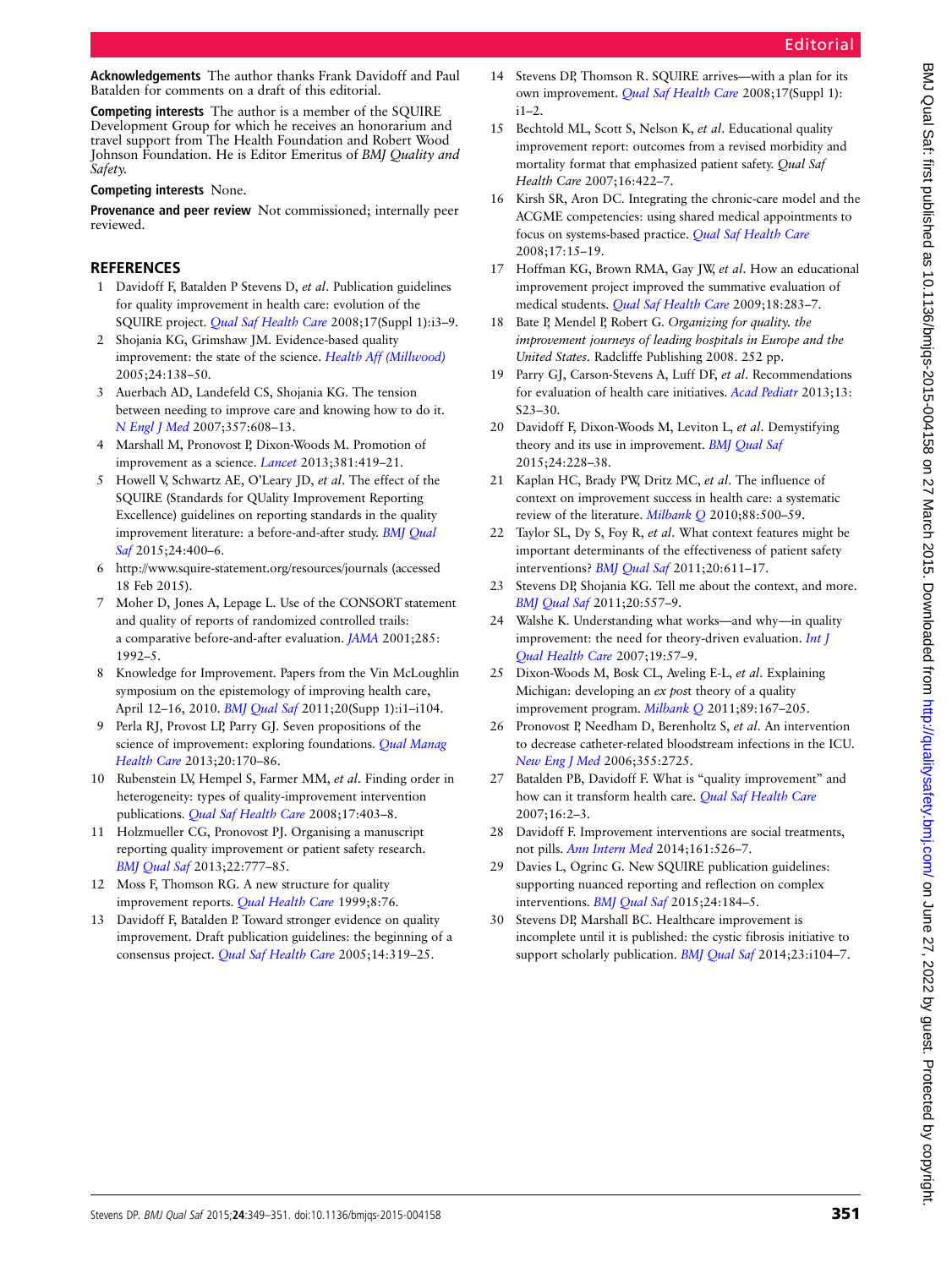**Acknowledgements** The author thanks Frank Davidoff and Paul Batalden for comments on a draft of this editorial.

**Competing interests** The author is a member of the SQUIRE Development Group for which he receives an honorarium and travel support from The Health Foundation and Robert Wood Johnson Foundation. He is Editor Emeritus of *BMJ Quality and Safety*.

**Competing interests** None.

**Provenance and peer review** Not commissioned; internally peer reviewed.

## REFERENCES

1. Davidoff F, Batalden P Stevens D, *et al*. Publication guidelines for quality improvement in health care: evolution of the SQUIRE project. *Qual Saf Health Care* 2008;17(Suppl 1):i3–9.
2. Shojania KG, Grimshaw JM. Evidence-based quality improvement: the state of the science. *Health Aff (Millwood)* 2005;24:138–50.
3. Auerbach AD, Landefeld CS, Shojania KG. The tension between needing to improve care and knowing how to do it. *N Engl J Med* 2007;357:608–13.
4. Marshall M, Pronovost P, Dixon-Woods M. Promotion of improvement as a science. *Lancet* 2013;381:419–21.
5. Howell V, Schwartz AE, O'Leary JD, *et al*. The effect of the SQUIRE (Standards for QUality Improvement Reporting Excellence) guidelines on reporting standards in the quality improvement literature: a before-and-after study. *BMJ Qual Saf* 2015;24:400–6.
6. http://www.squire-statement.org/resources/journals (accessed 18 Feb 2015).
7. Moher D, Jones A, Lepage L. Use of the CONSORT statement and quality of reports of randomized controlled trials: a comparative before-and-after evaluation. *JAMA* 2001;285:1992–5.
8. Knowledge for Improvement. Papers from the Vin McLoughlin symposium on the epistemology of improving health care, April 12–16, 2010. *BMJ Qual Saf* 2011;20(Supp 1):i1–i104.
9. Perla RJ, Provost LP, Parry GJ. Seven propositions of the science of improvement: exploring foundations. *Qual Manag Health Care* 2013;20:170–86.
10. Rubenstein LV, Hempel S, Farmer MM, *et al*. Finding order in heterogeneity: types of quality-improvement intervention publications. *Qual Saf Health Care* 2008;17:403–8.
11. Holzmueller CG, Pronovost PJ. Organising a manuscript reporting quality improvement or patient safety research. *BMJ Qual Saf* 2013;22:777–85.
12. Moss F, Thomson RG. A new structure for quality improvement reports. *Qual Health Care* 1999;8:76.
13. Davidoff F, Batalden P. Toward stronger evidence on quality improvement. Draft publication guidelines: the beginning of a consensus project. *Qual Saf Health Care* 2005;14:319–25.
14. Stevens DP, Thomson R. SQUIRE arrives—with a plan for its own improvement. *Qual Saf Health Care* 2008;17(Suppl 1):i1–2.
15. Bechtold ML, Scott S, Nelson K, *et al*. Educational quality improvement report: outcomes from a revised morbidity and mortality format that emphasized patient safety. *Qual Saf Health Care* 2007;16:422–7.
16. Kirsh SR, Aron DC. Integrating the chronic-care model and the ACGME competencies: using shared medical appointments to focus on systems-based practice. *Qual Saf Health Care* 2008;17:15–19.
17. Hoffman KG, Brown RMA, Gay JW, *et al*. How an educational improvement project improved the summative evaluation of medical students. *Qual Saf Health Care* 2009;18:283–7.
18. Bate P, Mendel P, Robert G. *Organizing for quality. the improvement journeys of leading hospitals in Europe and the United States*. Radcliffe Publishing 2008. 252 pp.
19. Parry GJ, Carson-Stevens A, Luff DF, *et al*. Recommendations for evaluation of health care initiatives. *Acad Pediatr* 2013;13:S23–30.
20. Davidoff F, Dixon-Woods M, Leviton L, *et al*. Demystifying theory and its use in improvement. *BMJ Qual Saf* 2015;24:228–38.
21. Kaplan HC, Brady PW, Dritz MC, *et al*. The influence of context on improvement success in health care: a systematic review of the literature. *Milbank Q* 2010;88:500–59.
22. Taylor SL, Dy S, Foy R, *et al*. What context features might be important determinants of the effectiveness of patient safety interventions? *BMJ Qual Saf* 2011;20:611–17.
23. Stevens DP, Shojania KG. Tell me about the context, and more. *BMJ Qual Saf* 2011;20:557–9.
24. Walshe K. Understanding what works—and why—in quality improvement: the need for theory-driven evaluation. *Int J Qual Health Care* 2007;19:57–9.
25. Dixon-Woods M, Bosk CL, Aveling E-L, *et al*. Explaining Michigan: developing an *ex post* theory of a quality improvement program. *Milbank Q* 2011;89:167–205.
26. Pronovost P, Needham D, Berenholtz S, *et al*. An intervention to decrease catheter-related bloodstream infections in the ICU. *New Eng J Med* 2006;355:2725.
27. Batalden PB, Davidoff F. What is "quality improvement" and how can it transform health care. *Qual Saf Health Care* 2007;16:2–3.
28. Davidoff F. Improvement interventions are social treatments, not pills. *Ann Intern Med* 2014;161:526–7.
29. Davies L, Ogrinc G. New SQUIRE publication guidelines: supporting nuanced reporting and reflection on complex interventions. *BMJ Qual Saf* 2015;24:184–5.
30. Stevens DP, Marshall BC. Healthcare improvement is incomplete until it is published: the cystic fibrosis initiative to support scholarly publication. *BMJ Qual Saf* 2014;23:i104–7.